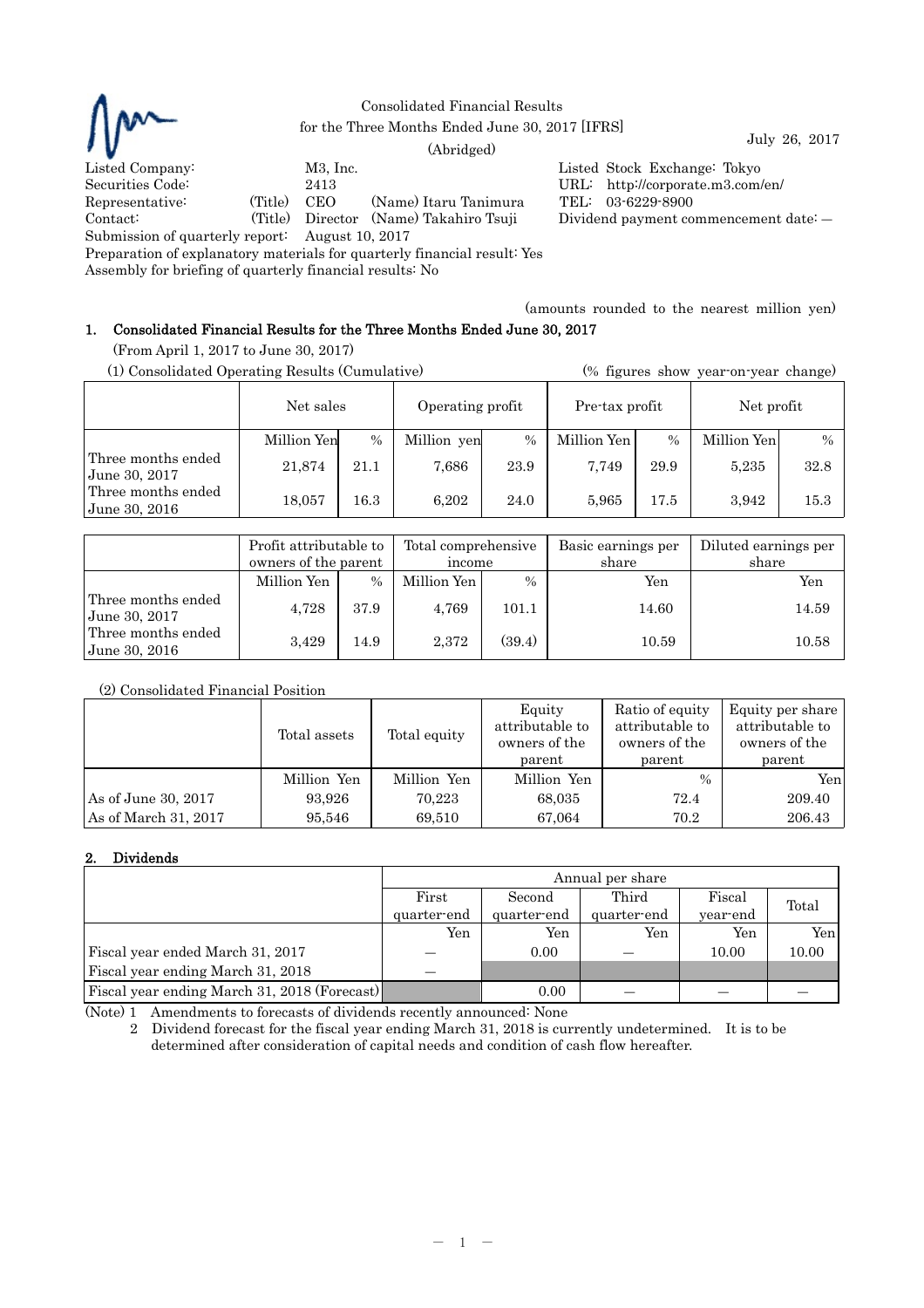Consolidated Financial Results
for the Three Months Ended June 30, 2017 [IFRS]
(Abridged)

July 26, 2017

Listed Company: M3, Inc.
Listed Stock Exchange: Tokyo
Securities Code: 2413
URL: http://corporate.m3.com/en/
Representative: (Title) CEO (Name) Itaru Tanimura
TEL: 03-6229-8900
Contact: (Title) Director (Name) Takahiro Tsuji
Dividend payment commencement date: —
Submission of quarterly report: August 10, 2017
Preparation of explanatory materials for quarterly financial result: Yes
Assembly for briefing of quarterly financial results: No

(amounts rounded to the nearest million yen)

## 1. Consolidated Financial Results for the Three Months Ended June 30, 2017

(From April 1, 2017 to June 30, 2017)

(1) Consolidated Operating Results (Cumulative) (% figures show year-on-year change)

| | Net sales | | Operating profit | | Pre-tax profit | | Net profit | |
|---|---|---|---|---|---|---|---|---|
| | Million Yen | % | Million yen | % | Million Yen | % | Million Yen | % |
| Three months ended June 30, 2017 | 21,874 | 21.1 | 7,686 | 23.9 | 7,749 | 29.9 | 5,235 | 32.8 |
| Three months ended June 30, 2016 | 18,057 | 16.3 | 6,202 | 24.0 | 5,965 | 17.5 | 3,942 | 15.3 |

| | Profit attributable to owners of the parent | | Total comprehensive income | | Basic earnings per share | Diluted earnings per share |
|---|---|---|---|---|---|---|
| | Million Yen | % | Million Yen | % | Yen | Yen |
| Three months ended June 30, 2017 | 4,728 | 37.9 | 4,769 | 101.1 | 14.60 | 14.59 |
| Three months ended June 30, 2016 | 3,429 | 14.9 | 2,372 | (39.4) | 10.59 | 10.58 |

(2) Consolidated Financial Position

| | Total assets | Total equity | Equity attributable to owners of the parent | Ratio of equity attributable to owners of the parent | Equity per share attributable to owners of the parent |
|---|---|---|---|---|---|
| | Million Yen | Million Yen | Million Yen | % | Yen |
| As of June 30, 2017 | 93,926 | 70,223 | 68,035 | 72.4 | 209.40 |
| As of March 31, 2017 | 95,546 | 69,510 | 67,064 | 70.2 | 206.43 |

## 2. Dividends

| | Annual per share | | | | |
|---|---|---|---|---|---|
| | First quarter-end | Second quarter-end | Third quarter-end | Fiscal year-end | Total |
| | Yen | Yen | Yen | Yen | Yen |
| Fiscal year ended March 31, 2017 | — | 0.00 | — | 10.00 | 10.00 |
| Fiscal year ending March 31, 2018 | — | | | | |
| Fiscal year ending March 31, 2018 (Forecast) | | 0.00 | — | — | — |

(Note) 1 Amendments to forecasts of dividends recently announced: None

2 Dividend forecast for the fiscal year ending March 31, 2018 is currently undetermined. It is to be determined after consideration of capital needs and condition of cash flow hereafter.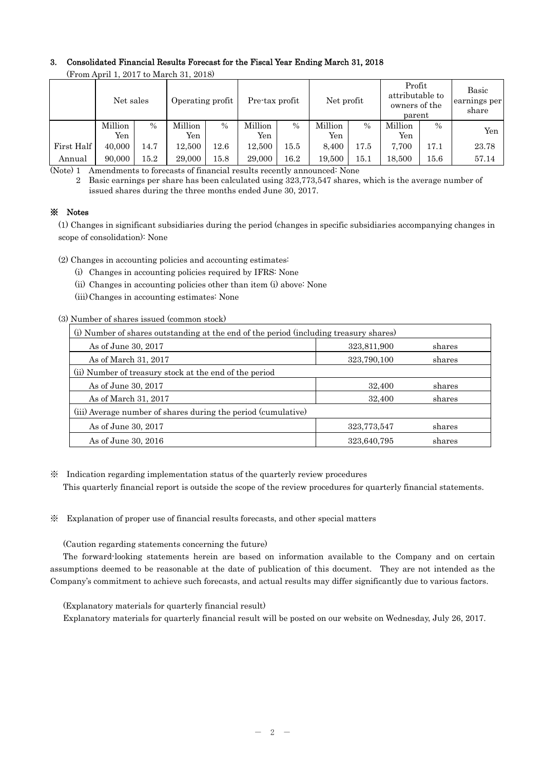### 3. Consolidated Financial Results Forecast for the Fiscal Year Ending March 31, 2018

(From April 1, 2017 to March 31, 2018)

| | Net sales | | Operating profit | | Pre-tax profit | | Net profit | | Profit attributable to owners of the parent | | Basic earnings per share |
|---|---|---|---|---|---|---|---|---|---|---|---|
| | Million Yen | % | Million Yen | % | Million Yen | % | Million Yen | % | Million Yen | % | Yen |
| First Half | 40,000 | 14.7 | 12,500 | 12.6 | 12,500 | 15.5 | 8,400 | 17.5 | 7,700 | 17.1 | 23.78 |
| Annual | 90,000 | 15.2 | 29,000 | 15.8 | 29,000 | 16.2 | 19,500 | 15.1 | 18,500 | 15.6 | 57.14 |

(Note) 1 Amendments to forecasts of financial results recently announced: None

2 Basic earnings per share has been calculated using 323,773,547 shares, which is the average number of issued shares during the three months ended June 30, 2017.

### ※ Notes

(1) Changes in significant subsidiaries during the period (changes in specific subsidiaries accompanying changes in scope of consolidation): None

(2) Changes in accounting policies and accounting estimates:

(i) Changes in accounting policies required by IFRS: None

(ii) Changes in accounting policies other than item (i) above: None

(iii) Changes in accounting estimates: None

(3) Number of shares issued (common stock)

| (i) Number of shares outstanding at the end of the period (including treasury shares) | | |
|---|---|---|
| As of June 30, 2017 | 323,811,900 | shares |
| As of March 31, 2017 | 323,790,100 | shares |
| (ii) Number of treasury stock at the end of the period | | |
| As of June 30, 2017 | 32,400 | shares |
| As of March 31, 2017 | 32,400 | shares |
| (iii) Average number of shares during the period (cumulative) | | |
| As of June 30, 2017 | 323,773,547 | shares |
| As of June 30, 2016 | 323,640,795 | shares |

※ Indication regarding implementation status of the quarterly review procedures

This quarterly financial report is outside the scope of the review procedures for quarterly financial statements.

※ Explanation of proper use of financial results forecasts, and other special matters

(Caution regarding statements concerning the future)

The forward-looking statements herein are based on information available to the Company and on certain assumptions deemed to be reasonable at the date of publication of this document. They are not intended as the Company's commitment to achieve such forecasts, and actual results may differ significantly due to various factors.

(Explanatory materials for quarterly financial result)

Explanatory materials for quarterly financial result will be posted on our website on Wednesday, July 26, 2017.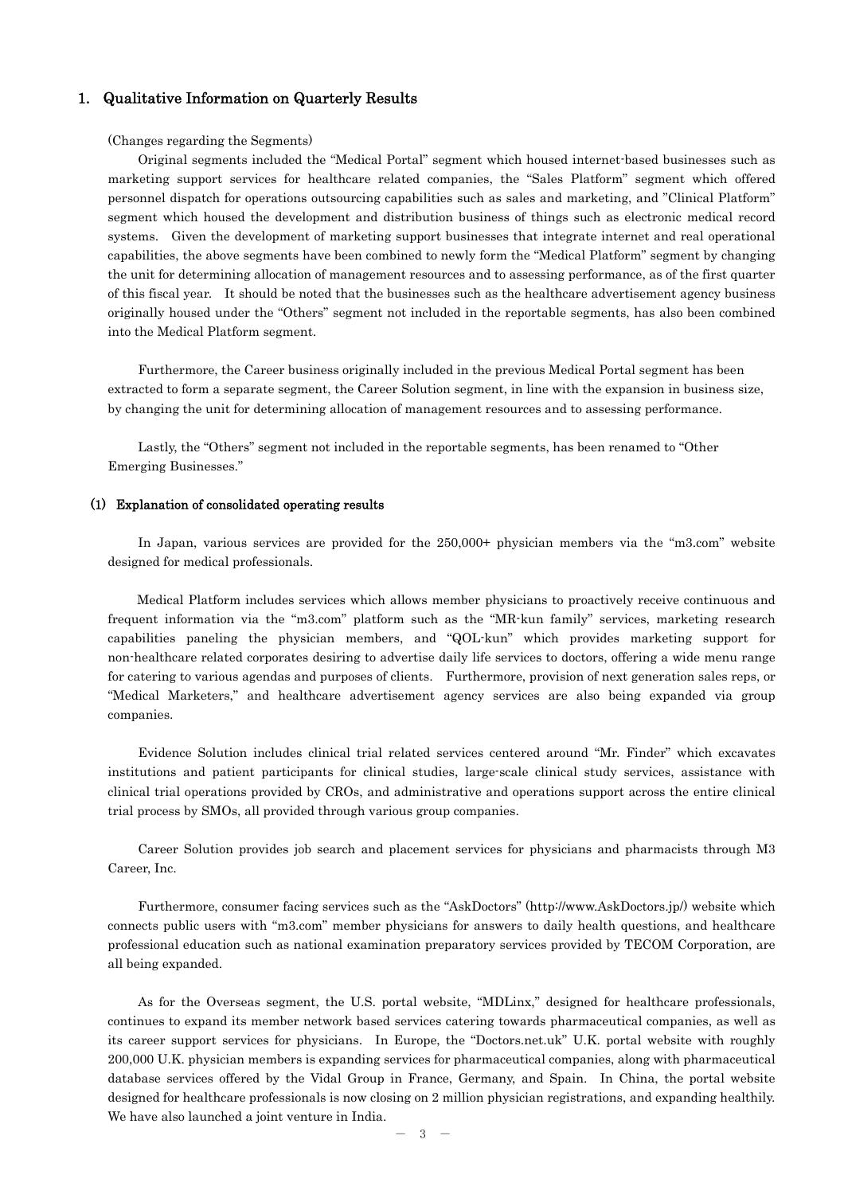## 1. Qualitative Information on Quarterly Results

(Changes regarding the Segments)

Original segments included the "Medical Portal" segment which housed internet-based businesses such as marketing support services for healthcare related companies, the "Sales Platform" segment which offered personnel dispatch for operations outsourcing capabilities such as sales and marketing, and "Clinical Platform" segment which housed the development and distribution business of things such as electronic medical record systems. Given the development of marketing support businesses that integrate internet and real operational capabilities, the above segments have been combined to newly form the "Medical Platform" segment by changing the unit for determining allocation of management resources and to assessing performance, as of the first quarter of this fiscal year. It should be noted that the businesses such as the healthcare advertisement agency business originally housed under the "Others" segment not included in the reportable segments, has also been combined into the Medical Platform segment.

Furthermore, the Career business originally included in the previous Medical Portal segment has been extracted to form a separate segment, the Career Solution segment, in line with the expansion in business size, by changing the unit for determining allocation of management resources and to assessing performance.

Lastly, the "Others" segment not included in the reportable segments, has been renamed to "Other Emerging Businesses."

### (1) Explanation of consolidated operating results

In Japan, various services are provided for the 250,000+ physician members via the "m3.com" website designed for medical professionals.

Medical Platform includes services which allows member physicians to proactively receive continuous and frequent information via the "m3.com" platform such as the "MR-kun family" services, marketing research capabilities paneling the physician members, and "QOL-kun" which provides marketing support for non-healthcare related corporates desiring to advertise daily life services to doctors, offering a wide menu range for catering to various agendas and purposes of clients. Furthermore, provision of next generation sales reps, or "Medical Marketers," and healthcare advertisement agency services are also being expanded via group companies.

Evidence Solution includes clinical trial related services centered around "Mr. Finder" which excavates institutions and patient participants for clinical studies, large-scale clinical study services, assistance with clinical trial operations provided by CROs, and administrative and operations support across the entire clinical trial process by SMOs, all provided through various group companies.

Career Solution provides job search and placement services for physicians and pharmacists through M3 Career, Inc.

Furthermore, consumer facing services such as the "AskDoctors" (http://www.AskDoctors.jp/) website which connects public users with "m3.com" member physicians for answers to daily health questions, and healthcare professional education such as national examination preparatory services provided by TECOM Corporation, are all being expanded.

As for the Overseas segment, the U.S. portal website, "MDLinx," designed for healthcare professionals, continues to expand its member network based services catering towards pharmaceutical companies, as well as its career support services for physicians. In Europe, the "Doctors.net.uk" U.K. portal website with roughly 200,000 U.K. physician members is expanding services for pharmaceutical companies, along with pharmaceutical database services offered by the Vidal Group in France, Germany, and Spain. In China, the portal website designed for healthcare professionals is now closing on 2 million physician registrations, and expanding healthily. We have also launched a joint venture in India.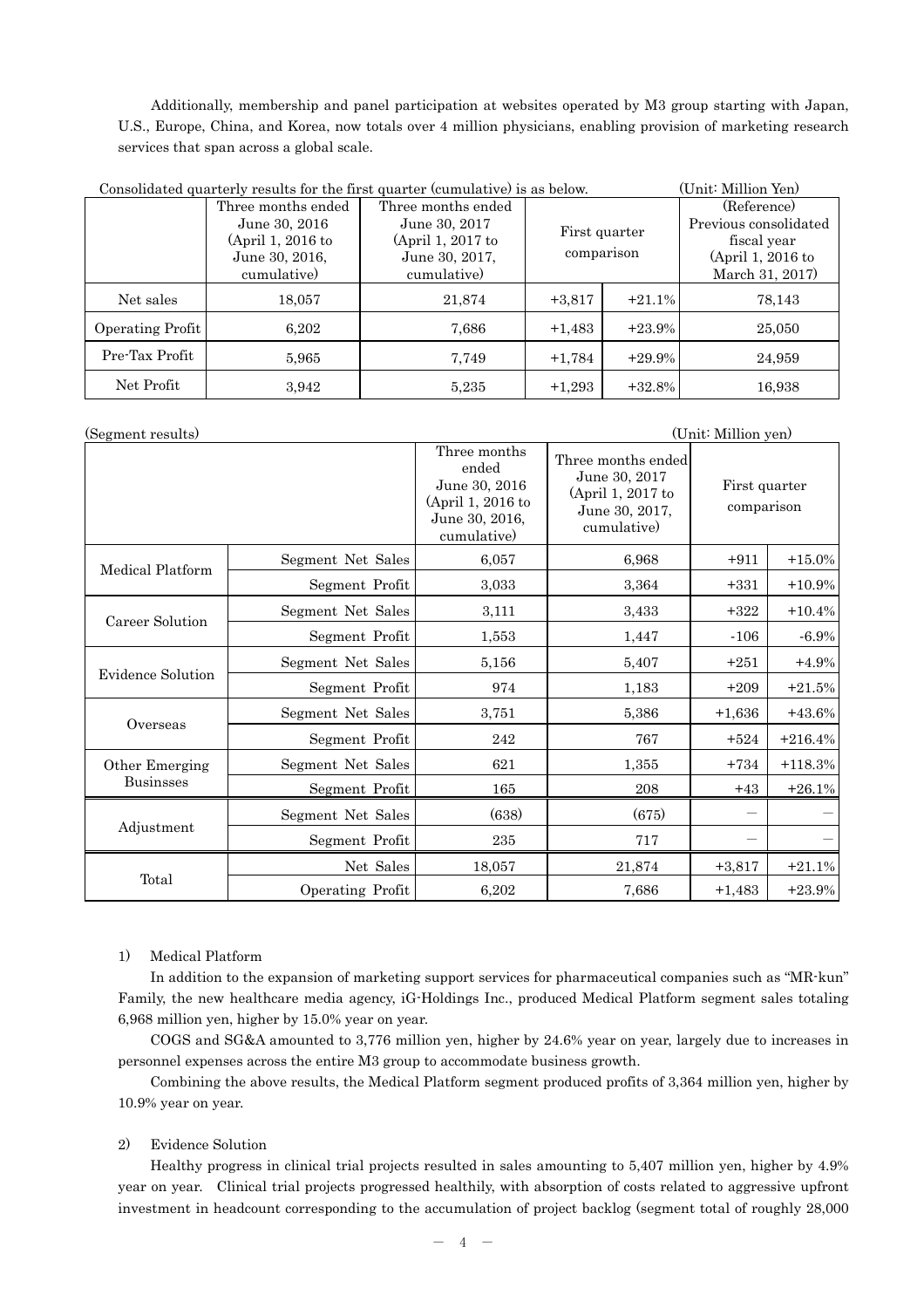Additionally, membership and panel participation at websites operated by M3 group starting with Japan, U.S., Europe, China, and Korea, now totals over 4 million physicians, enabling provision of marketing research services that span across a global scale.

Consolidated quarterly results for the first quarter (cumulative) is as below. (Unit: Million Yen)

| | Three months ended June 30, 2016 (April 1, 2016 to June 30, 2016, cumulative) | Three months ended June 30, 2017 (April 1, 2017 to June 30, 2017, cumulative) | First quarter comparison | | (Reference) Previous consolidated fiscal year (April 1, 2016 to March 31, 2017) |
|---|---|---|---|---|---|
| Net sales | 18,057 | 21,874 | +3,817 | +21.1% | 78,143 |
| Operating Profit | 6,202 | 7,686 | +1,483 | +23.9% | 25,050 |
| Pre-Tax Profit | 5,965 | 7,749 | +1,784 | +29.9% | 24,959 |
| Net Profit | 3,942 | 5,235 | +1,293 | +32.8% | 16,938 |

(Segment results) (Unit: Million yen)

| | | Three months ended June 30, 2016 (April 1, 2016 to June 30, 2016, cumulative) | Three months ended June 30, 2017 (April 1, 2017 to June 30, 2017, cumulative) | First quarter comparison | |
|---|---|---|---|---|---|
| Medical Platform | Segment Net Sales | 6,057 | 6,968 | +911 | +15.0% |
| | Segment Profit | 3,033 | 3,364 | +331 | +10.9% |
| Career Solution | Segment Net Sales | 3,111 | 3,433 | +322 | +10.4% |
| | Segment Profit | 1,553 | 1,447 | -106 | -6.9% |
| Evidence Solution | Segment Net Sales | 5,156 | 5,407 | +251 | +4.9% |
| | Segment Profit | 974 | 1,183 | +209 | +21.5% |
| Overseas | Segment Net Sales | 3,751 | 5,386 | +1,636 | +43.6% |
| | Segment Profit | 242 | 767 | +524 | +216.4% |
| Other Emerging Businsses | Segment Net Sales | 621 | 1,355 | +734 | +118.3% |
| | Segment Profit | 165 | 208 | +43 | +26.1% |
| Adjustment | Segment Net Sales | (638) | (675) | — | — |
| | Segment Profit | 235 | 717 | — | — |
| Total | Net Sales | 18,057 | 21,874 | +3,817 | +21.1% |
| | Operating Profit | 6,202 | 7,686 | +1,483 | +23.9% |

1) Medical Platform

In addition to the expansion of marketing support services for pharmaceutical companies such as "MR-kun" Family, the new healthcare media agency, iG-Holdings Inc., produced Medical Platform segment sales totaling 6,968 million yen, higher by 15.0% year on year.

COGS and SG&A amounted to 3,776 million yen, higher by 24.6% year on year, largely due to increases in personnel expenses across the entire M3 group to accommodate business growth.

Combining the above results, the Medical Platform segment produced profits of 3,364 million yen, higher by 10.9% year on year.

2) Evidence Solution

Healthy progress in clinical trial projects resulted in sales amounting to 5,407 million yen, higher by 4.9% year on year. Clinical trial projects progressed healthily, with absorption of costs related to aggressive upfront investment in headcount corresponding to the accumulation of project backlog (segment total of roughly 28,000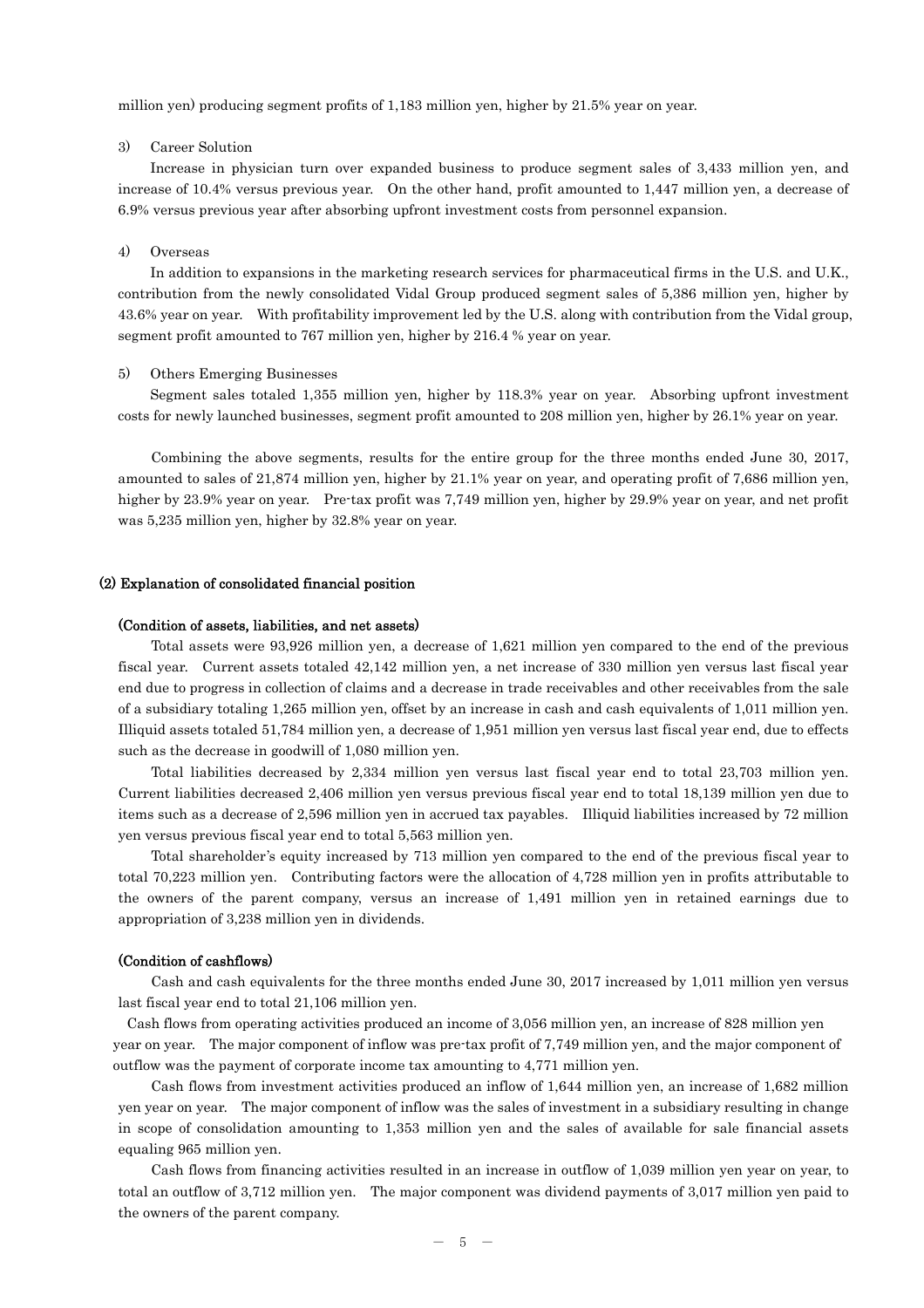million yen) producing segment profits of 1,183 million yen, higher by 21.5% year on year.

3) Career Solution

Increase in physician turn over expanded business to produce segment sales of 3,433 million yen, and increase of 10.4% versus previous year. On the other hand, profit amounted to 1,447 million yen, a decrease of 6.9% versus previous year after absorbing upfront investment costs from personnel expansion.

4) Overseas

In addition to expansions in the marketing research services for pharmaceutical firms in the U.S. and U.K., contribution from the newly consolidated Vidal Group produced segment sales of 5,386 million yen, higher by 43.6% year on year. With profitability improvement led by the U.S. along with contribution from the Vidal group, segment profit amounted to 767 million yen, higher by 216.4 % year on year.

5) Others Emerging Businesses

Segment sales totaled 1,355 million yen, higher by 118.3% year on year. Absorbing upfront investment costs for newly launched businesses, segment profit amounted to 208 million yen, higher by 26.1% year on year.

Combining the above segments, results for the entire group for the three months ended June 30, 2017, amounted to sales of 21,874 million yen, higher by 21.1% year on year, and operating profit of 7,686 million yen, higher by 23.9% year on year. Pre-tax profit was 7,749 million yen, higher by 29.9% year on year, and net profit was 5,235 million yen, higher by 32.8% year on year.

### (2) Explanation of consolidated financial position

#### (Condition of assets, liabilities, and net assets)

Total assets were 93,926 million yen, a decrease of 1,621 million yen compared to the end of the previous fiscal year. Current assets totaled 42,142 million yen, a net increase of 330 million yen versus last fiscal year end due to progress in collection of claims and a decrease in trade receivables and other receivables from the sale of a subsidiary totaling 1,265 million yen, offset by an increase in cash and cash equivalents of 1,011 million yen. Illiquid assets totaled 51,784 million yen, a decrease of 1,951 million yen versus last fiscal year end, due to effects such as the decrease in goodwill of 1,080 million yen.

Total liabilities decreased by 2,334 million yen versus last fiscal year end to total 23,703 million yen. Current liabilities decreased 2,406 million yen versus previous fiscal year end to total 18,139 million yen due to items such as a decrease of 2,596 million yen in accrued tax payables. Illiquid liabilities increased by 72 million yen versus previous fiscal year end to total 5,563 million yen.

Total shareholder's equity increased by 713 million yen compared to the end of the previous fiscal year to total 70,223 million yen. Contributing factors were the allocation of 4,728 million yen in profits attributable to the owners of the parent company, versus an increase of 1,491 million yen in retained earnings due to appropriation of 3,238 million yen in dividends.

#### (Condition of cashflows)

Cash and cash equivalents for the three months ended June 30, 2017 increased by 1,011 million yen versus last fiscal year end to total 21,106 million yen.

Cash flows from operating activities produced an income of 3,056 million yen, an increase of 828 million yen year on year. The major component of inflow was pre-tax profit of 7,749 million yen, and the major component of outflow was the payment of corporate income tax amounting to 4,771 million yen.

Cash flows from investment activities produced an inflow of 1,644 million yen, an increase of 1,682 million yen year on year. The major component of inflow was the sales of investment in a subsidiary resulting in change in scope of consolidation amounting to 1,353 million yen and the sales of available for sale financial assets equaling 965 million yen.

Cash flows from financing activities resulted in an increase in outflow of 1,039 million yen year on year, to total an outflow of 3,712 million yen. The major component was dividend payments of 3,017 million yen paid to the owners of the parent company.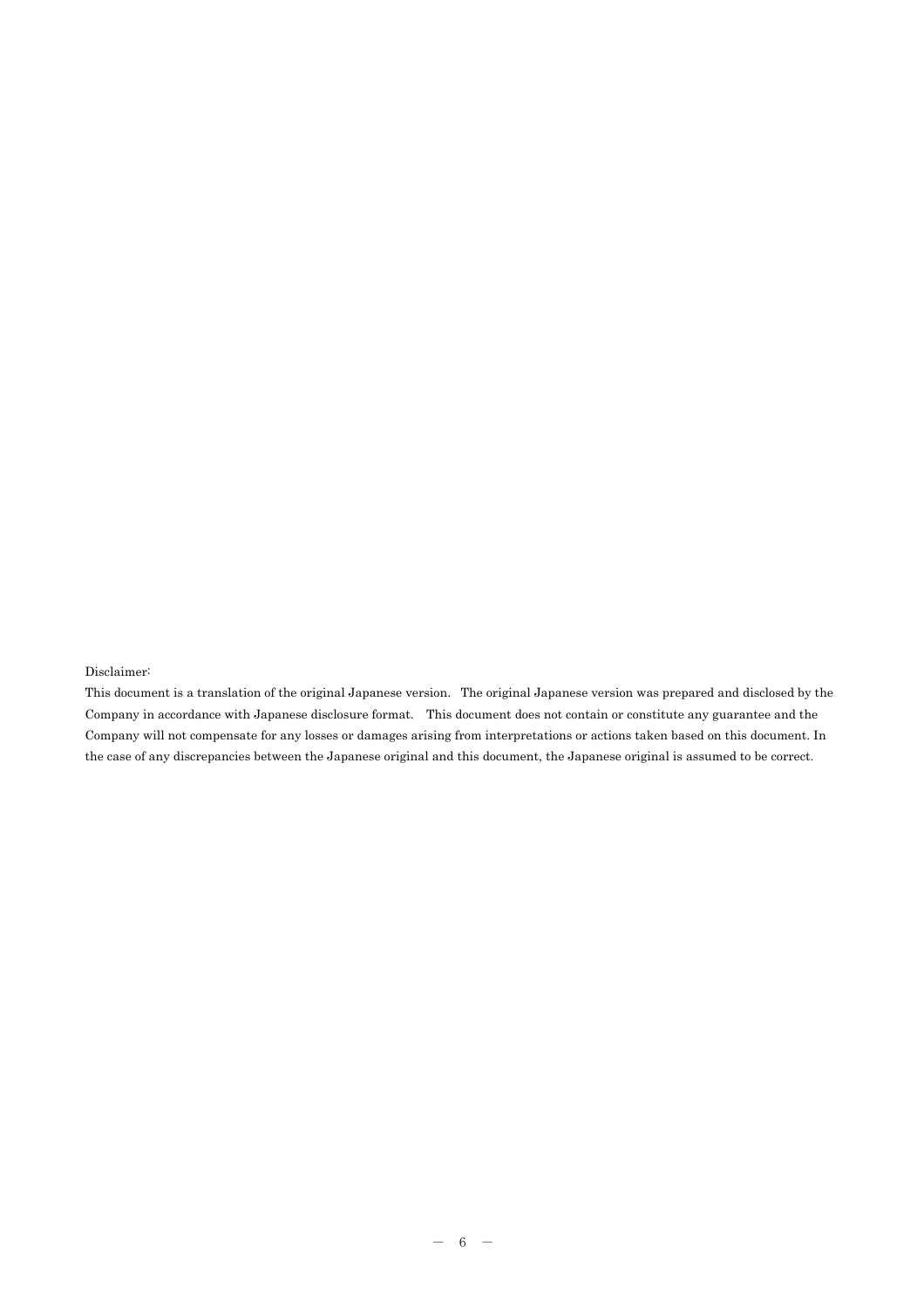Disclaimer:

This document is a translation of the original Japanese version. The original Japanese version was prepared and disclosed by the Company in accordance with Japanese disclosure format. This document does not contain or constitute any guarantee and the Company will not compensate for any losses or damages arising from interpretations or actions taken based on this document. In the case of any discrepancies between the Japanese original and this document, the Japanese original is assumed to be correct.